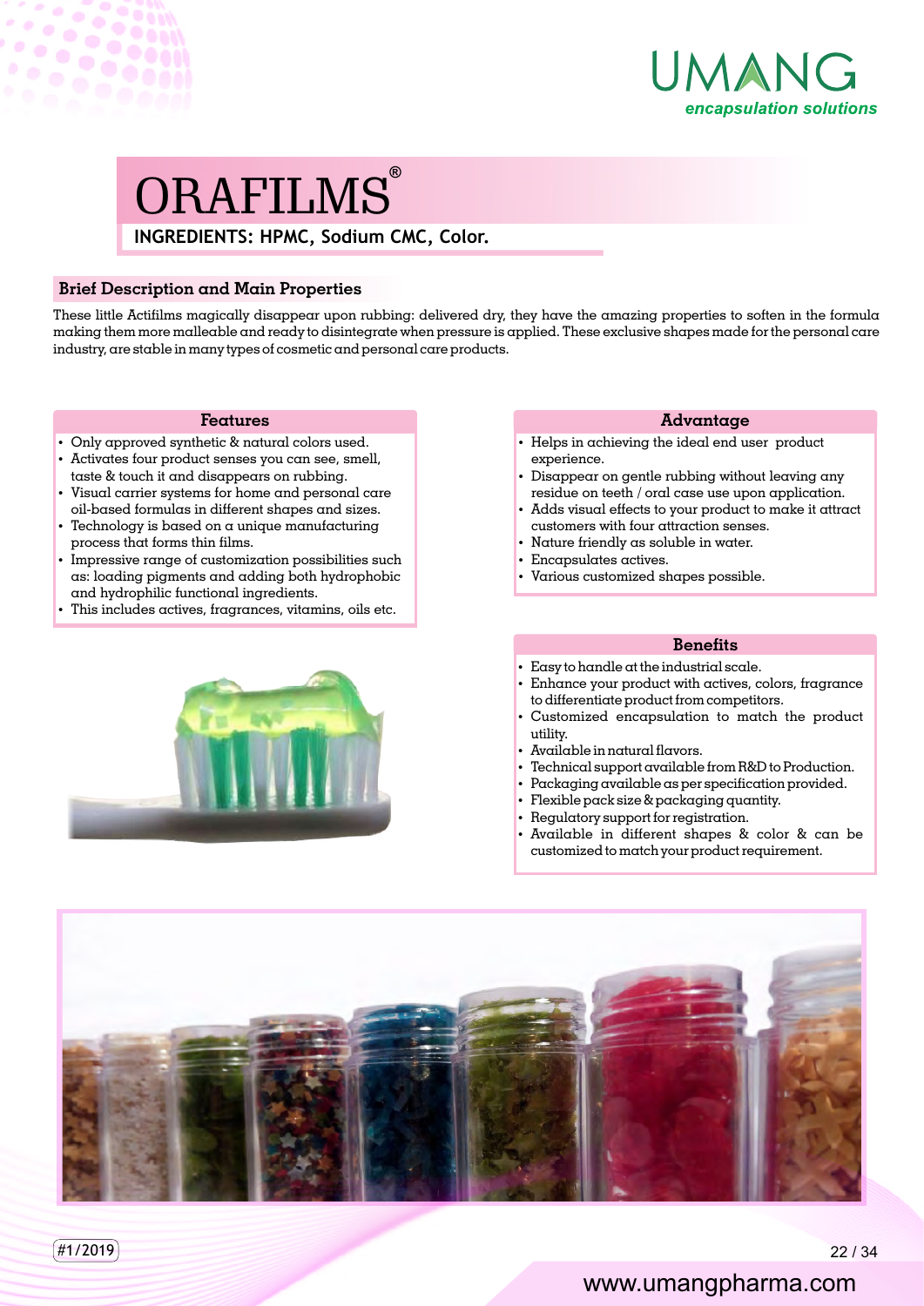# ORAFILMS®

**INGREDIENTS: HPMC, Sodium CMC, Color.**

## Brief Description and Main Properties

These little Actifilms magically disappear upon rubbing: delivered dry, they have the amazing properties to soften in the formula making them more malleable and ready to disintegrate when pressure is applied. These exclusive shapes made for the personal care industry, are stable in many types of cosmetic and personal care products.

### Features

- Only approved synthetic & natural colors used.
- Activates four product senses you can see, smell, taste & touch it and disappears on rubbing.
- Visual carrier systems for home and personal care oil-based formulas in different shapes and sizes.
- Technology is based on a unique manufacturing process that forms thin films.
- Impressive range of customization possibilities such as: loading pigments and adding both hydrophobic and hydrophilic functional ingredients.
- This includes actives, fragrances, vitamins, oils etc.

### Advantage

- Helps in achieving the ideal end user product experience.
- Disappear on gentle rubbing without leaving any residue on teeth / oral case use upon application.
- Adds visual effects to your product to make it attract customers with four attraction senses.
- Nature friendly as soluble in water.
- Encapsulates actives.
- Various customized shapes possible.

### Benefits

- Easy to handle at the industrial scale.
- Enhance your product with actives, colors, fragrance to differentiate product from competitors.
- Customized encapsulation to match the product utility.
- Available in natural flavors.
- Technical support available from R&D to Production.
- Packaging available as per specification provided.
- Flexible pack size & packaging quantity.
- Regulatory support for registration.
- Available in different shapes & color & can be customized to match your product requirement.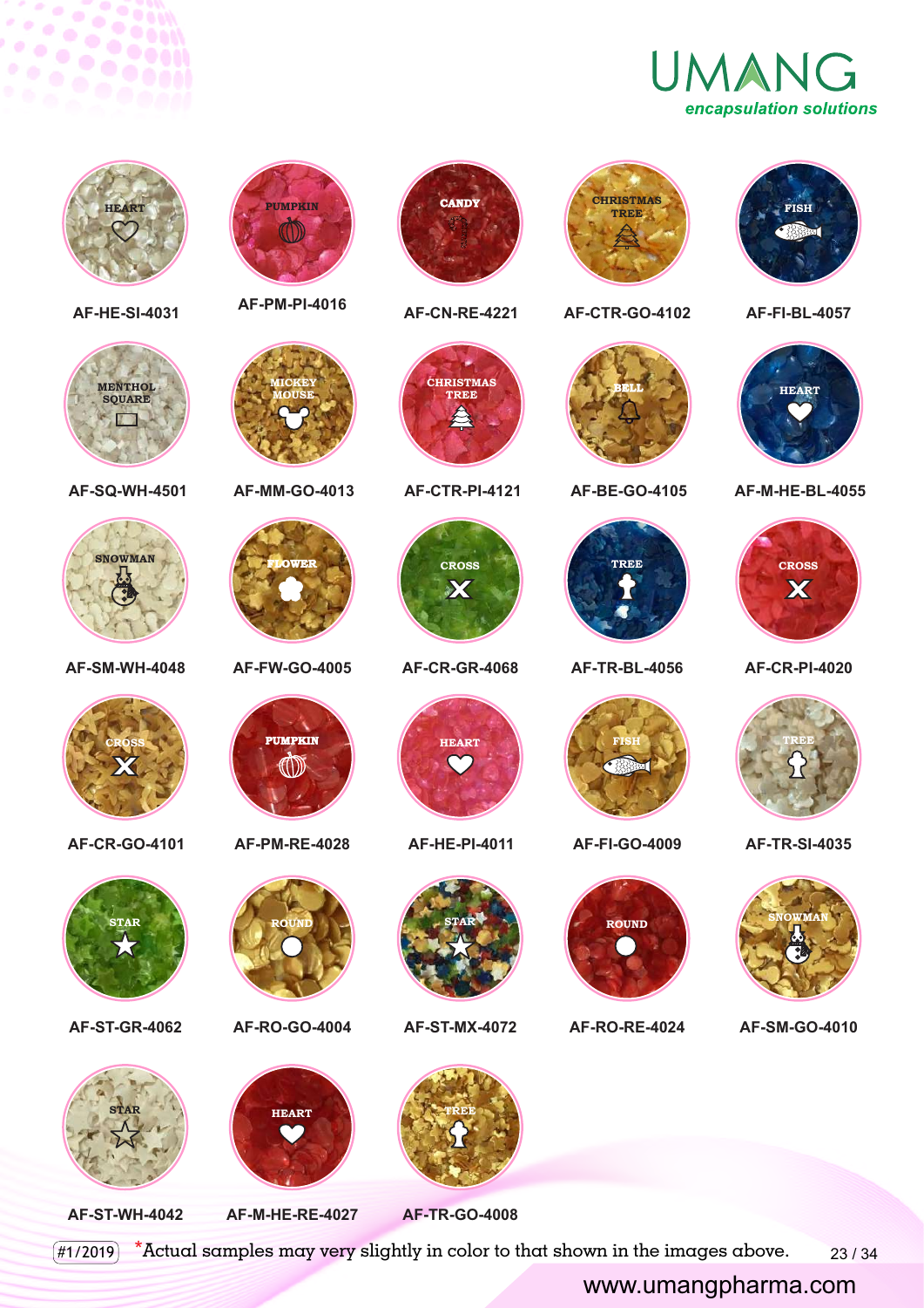UMANG
*encapsulation solutions*

| | | | | |
|---|---|---|---|---|
| HEART<br>AF-HE-SI-4031 | PUMPKIN<br>AF-PM-PI-4016 | CANDY<br>AF-CN-RE-4221 | CHRISTMAS TREE<br>AF-CTR-GO-4102 | FISH<br>AF-FI-BL-4057 |
| MENTHOL SQUARE<br>AF-SQ-WH-4501 | MICKEY MOUSE<br>AF-MM-GO-4013 | CHRISTMAS TREE<br>AF-CTR-PI-4121 | BELL<br>AF-BE-GO-4105 | HEART<br>AF-M-HE-BL-4055 |
| SNOWMAN<br>AF-SM-WH-4048 | FLOWER<br>AF-FW-GO-4005 | CROSS<br>AF-CR-GR-4068 | TREE<br>AF-TR-BL-4056 | CROSS<br>AF-CR-PI-4020 |
| CROSS<br>AF-CR-GO-4101 | PUMPKIN<br>AF-PM-RE-4028 | HEART<br>AF-HE-PI-4011 | FISH<br>AF-FI-GO-4009 | TREE<br>AF-TR-SI-4035 |
| STAR<br>AF-ST-GR-4062 | ROUND<br>AF-RO-GO-4004 | STAR<br>AF-ST-MX-4072 | ROUND<br>AF-RO-RE-4024 | SNOWMAN<br>AF-SM-GO-4010 |
| STAR<br>AF-ST-WH-4042 | HEART<br>AF-M-HE-RE-4027 | TREE<br>AF-TR-GO-4008 | | |

#1/2019 *Actual samples may very slightly in color to that shown in the images above.

www.umangpharma.com